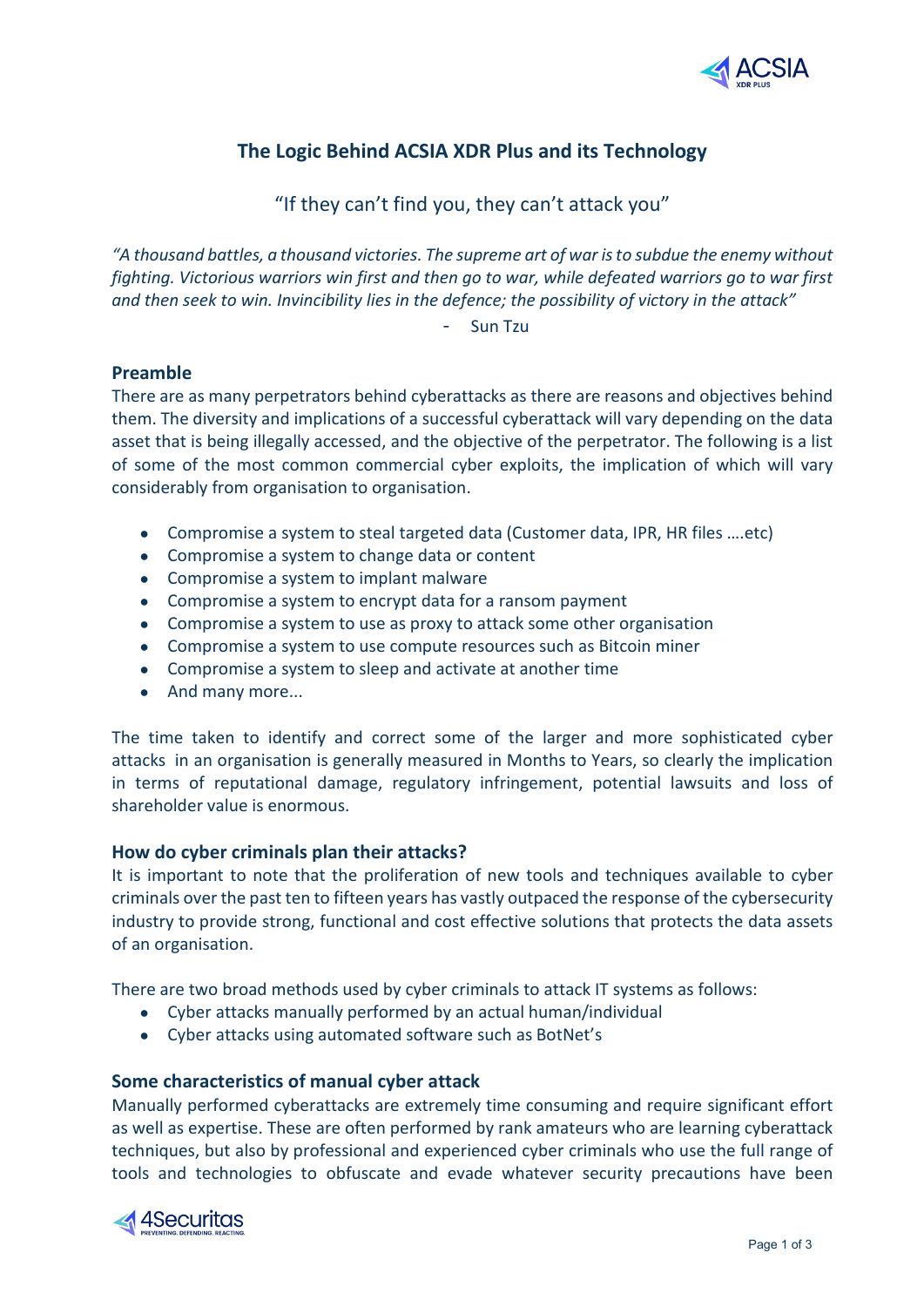# The Logic Behind ACSIA XDR Plus and its Technology

"If they can't find you, they can't attack you"

*"A thousand battles, a thousand victories. The supreme art of war is to subdue the enemy without fighting. Victorious warriors win first and then go to war, while defeated warriors go to war first and then seek to win. Invincibility lies in the defence; the possibility of victory in the attack"*

- Sun Tzu

## Preamble

There are as many perpetrators behind cyberattacks as there are reasons and objectives behind them. The diversity and implications of a successful cyberattack will vary depending on the data asset that is being illegally accessed, and the objective of the perpetrator. The following is a list of some of the most common commercial cyber exploits, the implication of which will vary considerably from organisation to organisation.

- Compromise a system to steal targeted data (Customer data, IPR, HR files ....etc)
- Compromise a system to change data or content
- Compromise a system to implant malware
- Compromise a system to encrypt data for a ransom payment
- Compromise a system to use as proxy to attack some other organisation
- Compromise a system to use compute resources such as Bitcoin miner
- Compromise a system to sleep and activate at another time
- And many more...

The time taken to identify and correct some of the larger and more sophisticated cyber attacks in an organisation is generally measured in Months to Years, so clearly the implication in terms of reputational damage, regulatory infringement, potential lawsuits and loss of shareholder value is enormous.

## How do cyber criminals plan their attacks?

It is important to note that the proliferation of new tools and techniques available to cyber criminals over the past ten to fifteen years has vastly outpaced the response of the cybersecurity industry to provide strong, functional and cost effective solutions that protects the data assets of an organisation.

There are two broad methods used by cyber criminals to attack IT systems as follows:

- Cyber attacks manually performed by an actual human/individual
- Cyber attacks using automated software such as BotNet's

## Some characteristics of manual cyber attack

Manually performed cyberattacks are extremely time consuming and require significant effort as well as expertise. These are often performed by rank amateurs who are learning cyberattack techniques, but also by professional and experienced cyber criminals who use the full range of tools and technologies to obfuscate and evade whatever security precautions have been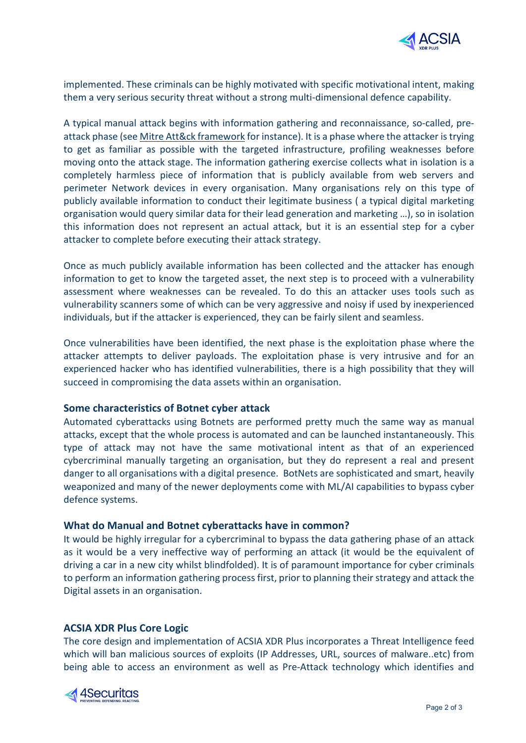implemented. These criminals can be highly motivated with specific motivational intent, making them a very serious security threat without a strong multi-dimensional defence capability.

A typical manual attack begins with information gathering and reconnaissance, so-called, pre-attack phase (see Mitre Att&ck framework for instance). It is a phase where the attacker is trying to get as familiar as possible with the targeted infrastructure, profiling weaknesses before moving onto the attack stage. The information gathering exercise collects what in isolation is a completely harmless piece of information that is publicly available from web servers and perimeter Network devices in every organisation. Many organisations rely on this type of publicly available information to conduct their legitimate business ( a typical digital marketing organisation would query similar data for their lead generation and marketing …), so in isolation this information does not represent an actual attack, but it is an essential step for a cyber attacker to complete before executing their attack strategy.

Once as much publicly available information has been collected and the attacker has enough information to get to know the targeted asset, the next step is to proceed with a vulnerability assessment where weaknesses can be revealed. To do this an attacker uses tools such as vulnerability scanners some of which can be very aggressive and noisy if used by inexperienced individuals, but if the attacker is experienced, they can be fairly silent and seamless.

Once vulnerabilities have been identified, the next phase is the exploitation phase where the attacker attempts to deliver payloads. The exploitation phase is very intrusive and for an experienced hacker who has identified vulnerabilities, there is a high possibility that they will succeed in compromising the data assets within an organisation.

### Some characteristics of Botnet cyber attack

Automated cyberattacks using Botnets are performed pretty much the same way as manual attacks, except that the whole process is automated and can be launched instantaneously. This type of attack may not have the same motivational intent as that of an experienced cybercriminal manually targeting an organisation, but they do represent a real and present danger to all organisations with a digital presence. BotNets are sophisticated and smart, heavily weaponized and many of the newer deployments come with ML/AI capabilities to bypass cyber defence systems.

### What do Manual and Botnet cyberattacks have in common?

It would be highly irregular for a cybercriminal to bypass the data gathering phase of an attack as it would be a very ineffective way of performing an attack (it would be the equivalent of driving a car in a new city whilst blindfolded). It is of paramount importance for cyber criminals to perform an information gathering process first, prior to planning their strategy and attack the Digital assets in an organisation.

### ACSIA XDR Plus Core Logic

The core design and implementation of ACSIA XDR Plus incorporates a Threat Intelligence feed which will ban malicious sources of exploits (IP Addresses, URL, sources of malware..etc) from being able to access an environment as well as Pre-Attack technology which identifies and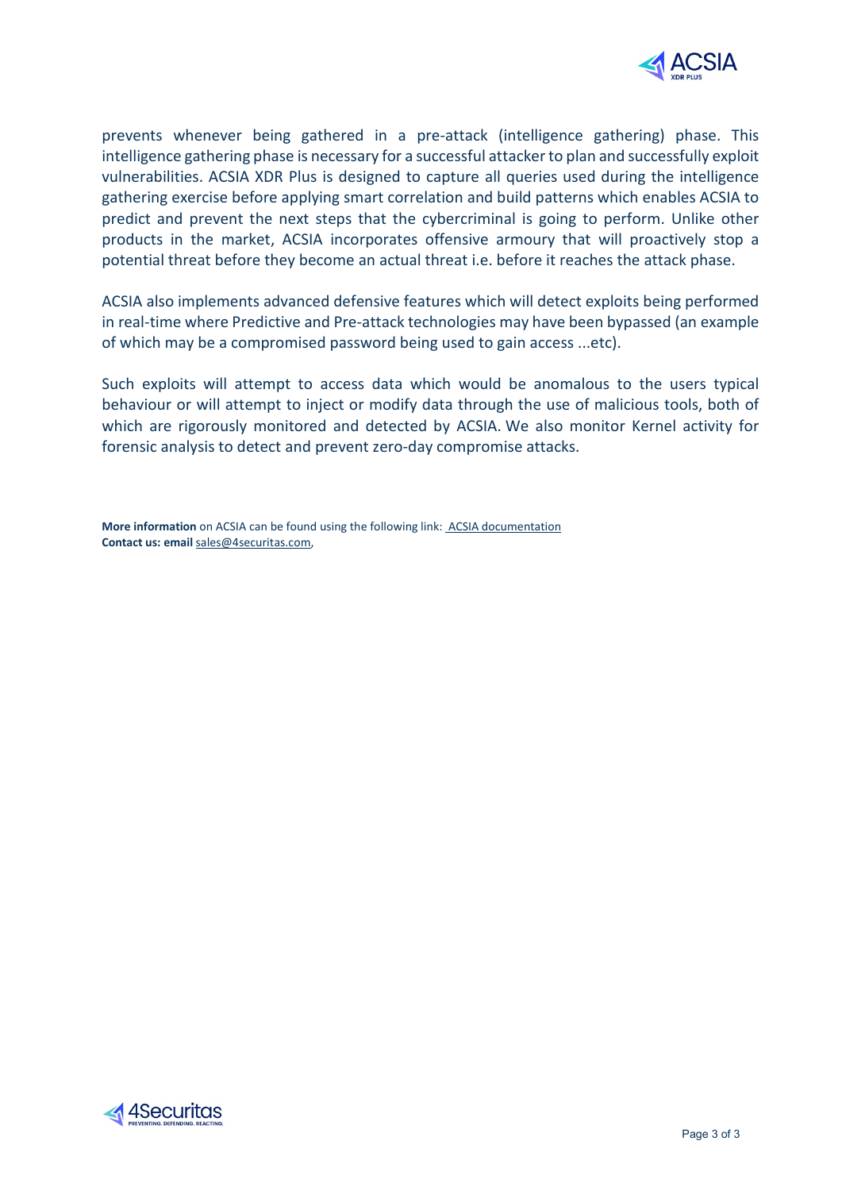prevents whenever being gathered in a pre-attack (intelligence gathering) phase. This intelligence gathering phase is necessary for a successful attacker to plan and successfully exploit vulnerabilities. ACSIA XDR Plus is designed to capture all queries used during the intelligence gathering exercise before applying smart correlation and build patterns which enables ACSIA to predict and prevent the next steps that the cybercriminal is going to perform. Unlike other products in the market, ACSIA incorporates offensive armoury that will proactively stop a potential threat before they become an actual threat i.e. before it reaches the attack phase.

ACSIA also implements advanced defensive features which will detect exploits being performed in real-time where Predictive and Pre-attack technologies may have been bypassed (an example of which may be a compromised password being used to gain access ...etc).

Such exploits will attempt to access data which would be anomalous to the users typical behaviour or will attempt to inject or modify data through the use of malicious tools, both of which are rigorously monitored and detected by ACSIA. We also monitor Kernel activity for forensic analysis to detect and prevent zero-day compromise attacks.

**More information** on ACSIA can be found using the following link: ACSIA documentation
**Contact us: email** sales@4securitas.com,